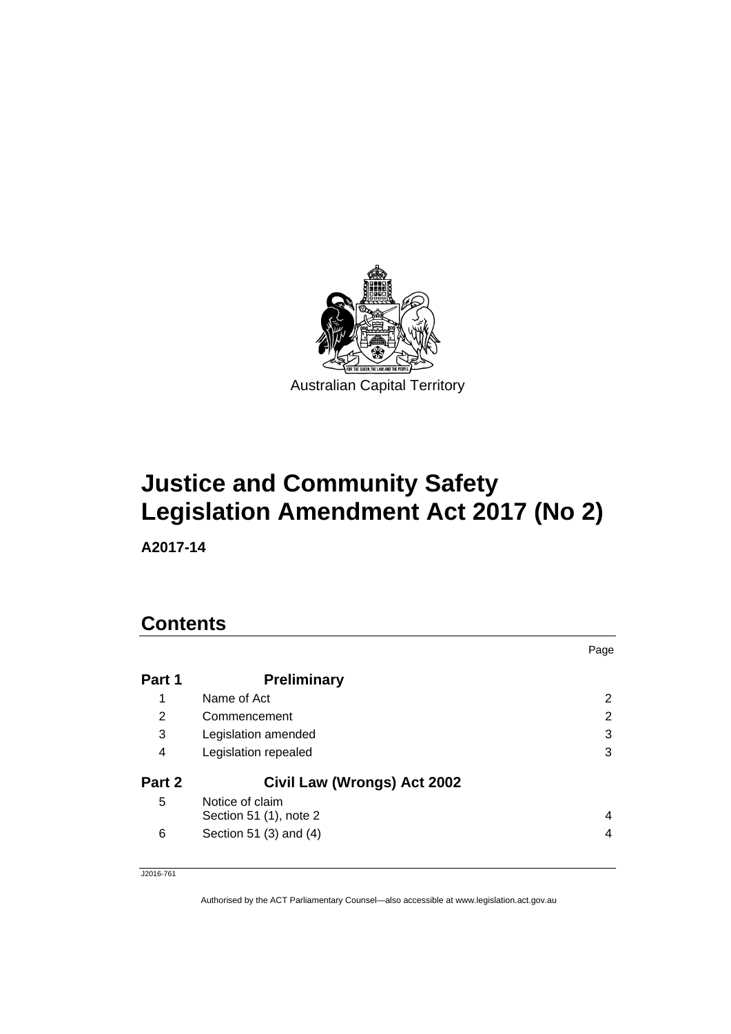Australian Capital Territory

# Justice and Community Safety Legislation Amendment Act 2017 (No 2)

**A2017-14**

## Contents

| | | Page |
|---|---|---|
| **Part 1** | **Preliminary** | |
| 1 | Name of Act | 2 |
| 2 | Commencement | 2 |
| 3 | Legislation amended | 3 |
| 4 | Legislation repealed | 3 |
| **Part 2** | **Civil Law (Wrongs) Act 2002** | |
| 5 | Notice of claim<br>Section 51 (1), note 2 | 4 |
| 6 | Section 51 (3) and (4) | 4 |

J2016-761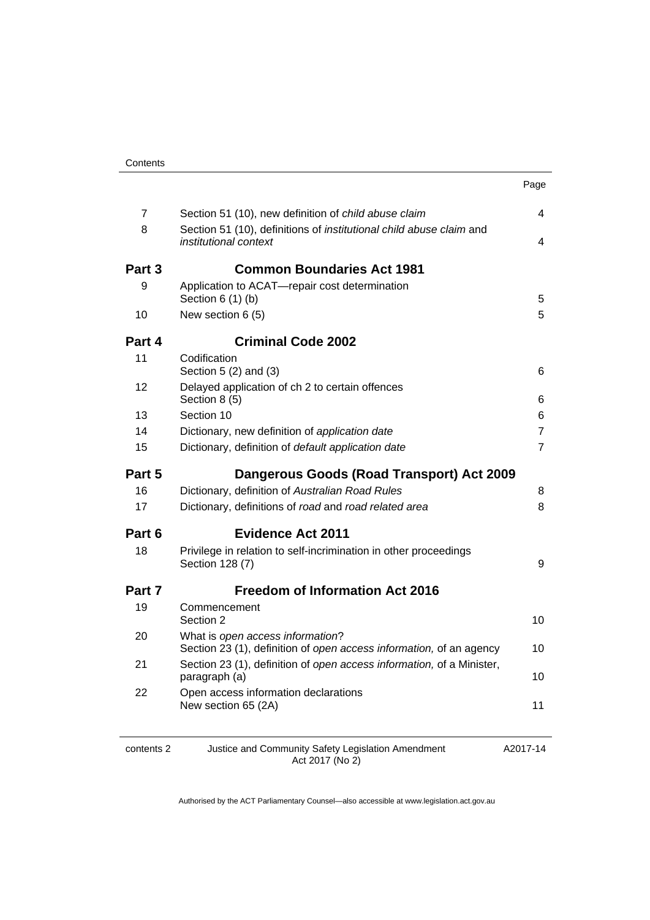| | | Page |
|---|---|---|
| 7 | Section 51 (10), new definition of *child abuse claim* | 4 |
| 8 | Section 51 (10), definitions of *institutional child abuse claim* and *institutional context* | 4 |
| **Part 3** | **Common Boundaries Act 1981** | |
| 9 | Application to ACAT—repair cost determination Section 6 (1) (b) | 5 |
| 10 | New section 6 (5) | 5 |
| **Part 4** | **Criminal Code 2002** | |
| 11 | Codification Section 5 (2) and (3) | 6 |
| 12 | Delayed application of ch 2 to certain offences Section 8 (5) | 6 |
| 13 | Section 10 | 6 |
| 14 | Dictionary, new definition of *application date* | 7 |
| 15 | Dictionary, definition of *default application date* | 7 |
| **Part 5** | **Dangerous Goods (Road Transport) Act 2009** | |
| 16 | Dictionary, definition of *Australian Road Rules* | 8 |
| 17 | Dictionary, definitions of *road* and *road related area* | 8 |
| **Part 6** | **Evidence Act 2011** | |
| 18 | Privilege in relation to self-incrimination in other proceedings Section 128 (7) | 9 |
| **Part 7** | **Freedom of Information Act 2016** | |
| 19 | Commencement Section 2 | 10 |
| 20 | What is *open access information*? Section 23 (1), definition of *open access information,* of an agency | 10 |
| 21 | Section 23 (1), definition of *open access information,* of a Minister, paragraph (a) | 10 |
| 22 | Open access information declarations New section 65 (2A) | 11 |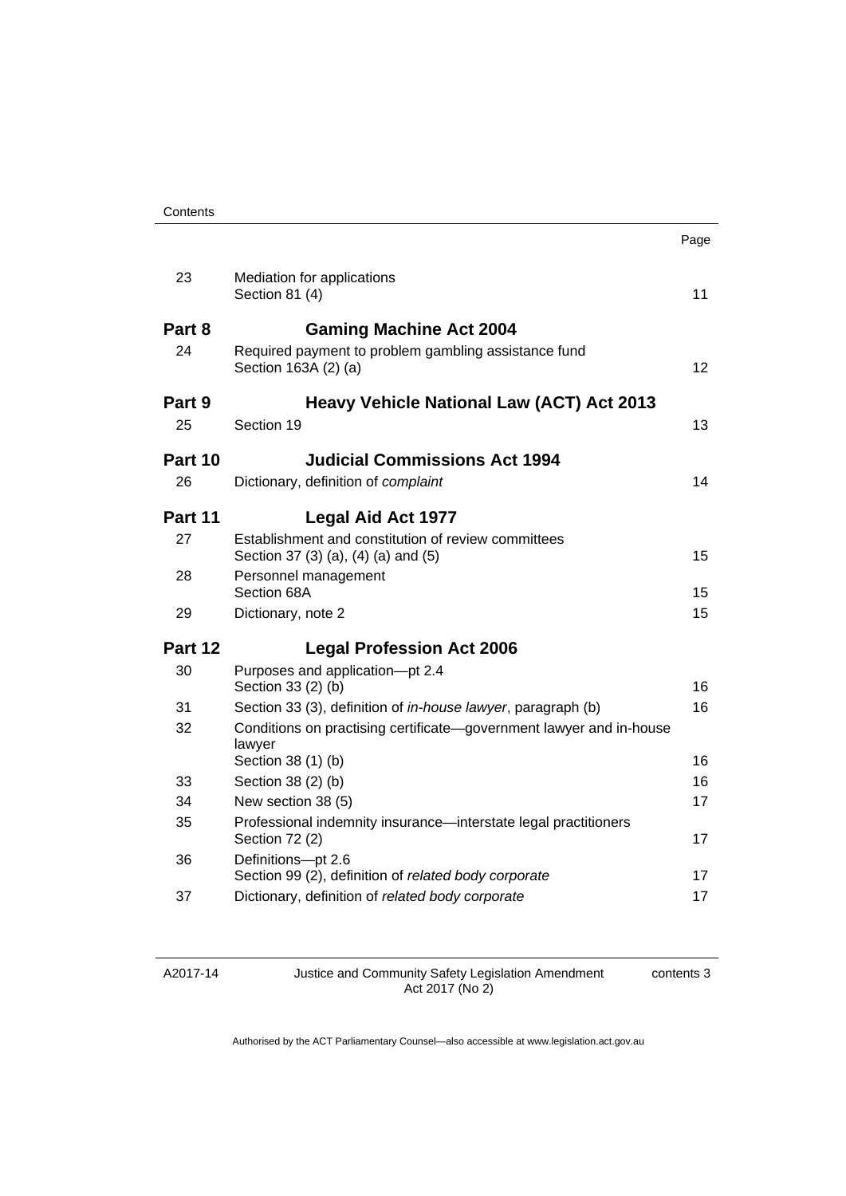| | | Page |
|---|---|---|
| 23 | Mediation for applications<br>Section 81 (4) | 11 |
| **Part 8** | **Gaming Machine Act 2004** | |
| 24 | Required payment to problem gambling assistance fund<br>Section 163A (2) (a) | 12 |
| **Part 9** | **Heavy Vehicle National Law (ACT) Act 2013** | |
| 25 | Section 19 | 13 |
| **Part 10** | **Judicial Commissions Act 1994** | |
| 26 | Dictionary, definition of *complaint* | 14 |
| **Part 11** | **Legal Aid Act 1977** | |
| 27 | Establishment and constitution of review committees<br>Section 37 (3) (a), (4) (a) and (5) | 15 |
| 28 | Personnel management<br>Section 68A | 15 |
| 29 | Dictionary, note 2 | 15 |
| **Part 12** | **Legal Profession Act 2006** | |
| 30 | Purposes and application—pt 2.4<br>Section 33 (2) (b) | 16 |
| 31 | Section 33 (3), definition of *in-house lawyer*, paragraph (b) | 16 |
| 32 | Conditions on practising certificate—government lawyer and in-house lawyer<br>Section 38 (1) (b) | 16 |
| 33 | Section 38 (2) (b) | 16 |
| 34 | New section 38 (5) | 17 |
| 35 | Professional indemnity insurance—interstate legal practitioners<br>Section 72 (2) | 17 |
| 36 | Definitions—pt 2.6<br>Section 99 (2), definition of *related body corporate* | 17 |
| 37 | Dictionary, definition of *related body corporate* | 17 |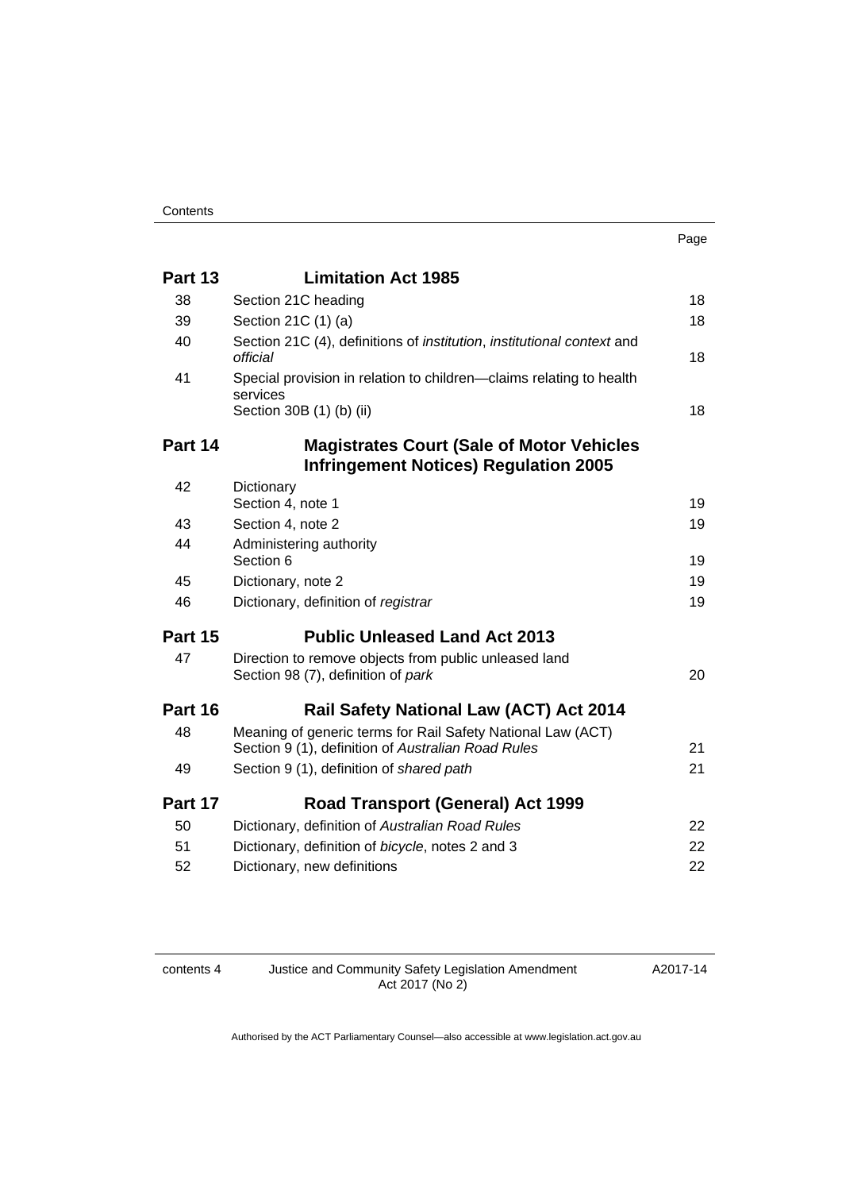Page

| | | |
|---|---|---|
| **Part 13** | **Limitation Act 1985** | |
| 38 | Section 21C heading | 18 |
| 39 | Section 21C (1) (a) | 18 |
| 40 | Section 21C (4), definitions of *institution*, *institutional context* and *official* | 18 |
| 41 | Special provision in relation to children—claims relating to health services<br>Section 30B (1) (b) (ii) | 18 |
| **Part 14** | **Magistrates Court (Sale of Motor Vehicles Infringement Notices) Regulation 2005** | |
| 42 | Dictionary<br>Section 4, note 1 | 19 |
| 43 | Section 4, note 2 | 19 |
| 44 | Administering authority<br>Section 6 | 19 |
| 45 | Dictionary, note 2 | 19 |
| 46 | Dictionary, definition of *registrar* | 19 |
| **Part 15** | **Public Unleased Land Act 2013** | |
| 47 | Direction to remove objects from public unleased land<br>Section 98 (7), definition of *park* | 20 |
| **Part 16** | **Rail Safety National Law (ACT) Act 2014** | |
| 48 | Meaning of generic terms for Rail Safety National Law (ACT)<br>Section 9 (1), definition of *Australian Road Rules* | 21 |
| 49 | Section 9 (1), definition of *shared path* | 21 |
| **Part 17** | **Road Transport (General) Act 1999** | |
| 50 | Dictionary, definition of *Australian Road Rules* | 22 |
| 51 | Dictionary, definition of *bicycle*, notes 2 and 3 | 22 |
| 52 | Dictionary, new definitions | 22 |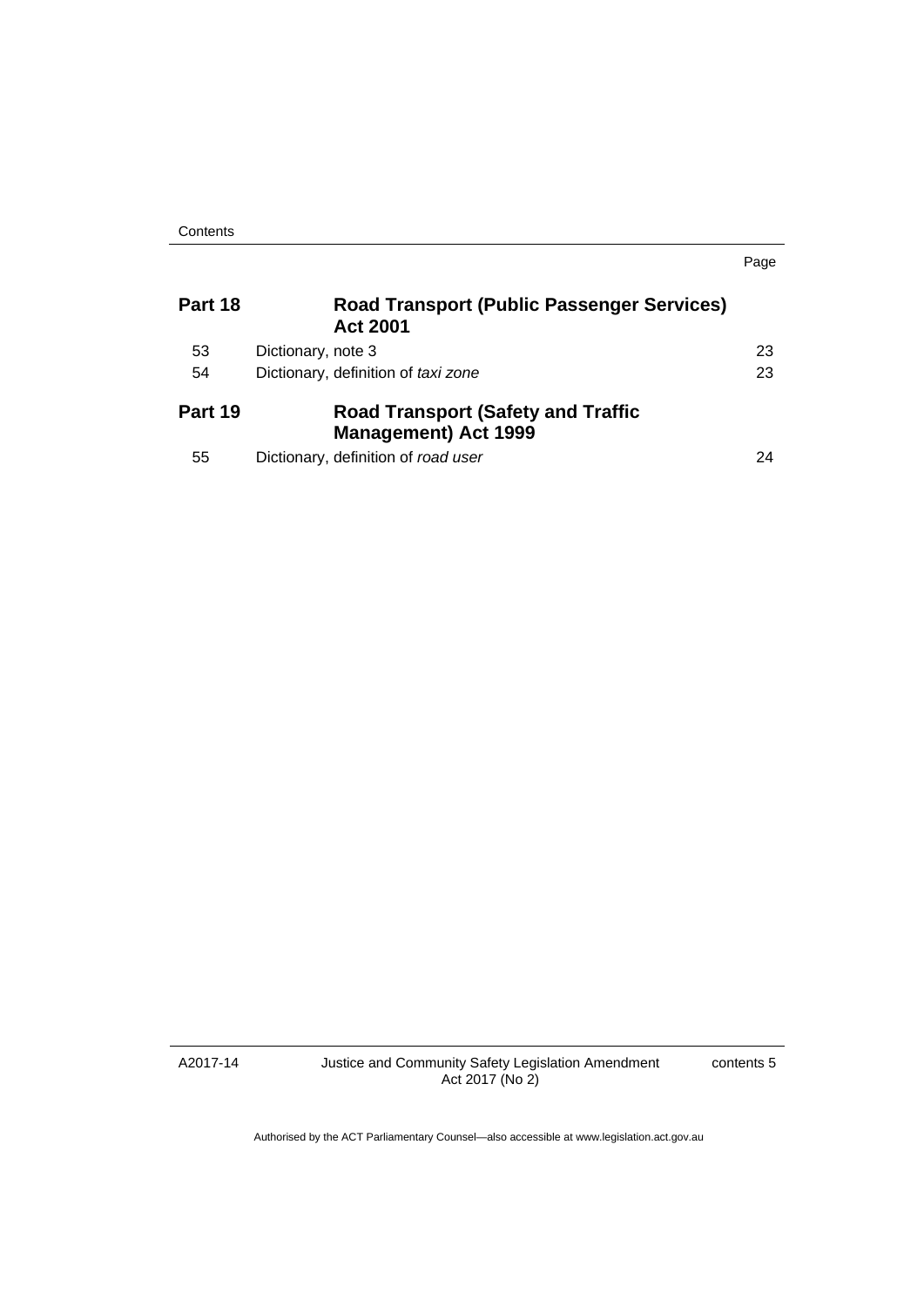| | | Page |
|---|---|---|
| **Part 18** | **Road Transport (Public Passenger Services) Act 2001** | |
| 53 | Dictionary, note 3 | 23 |
| 54 | Dictionary, definition of *taxi zone* | 23 |
| **Part 19** | **Road Transport (Safety and Traffic Management) Act 1999** | |
| 55 | Dictionary, definition of *road user* | 24 |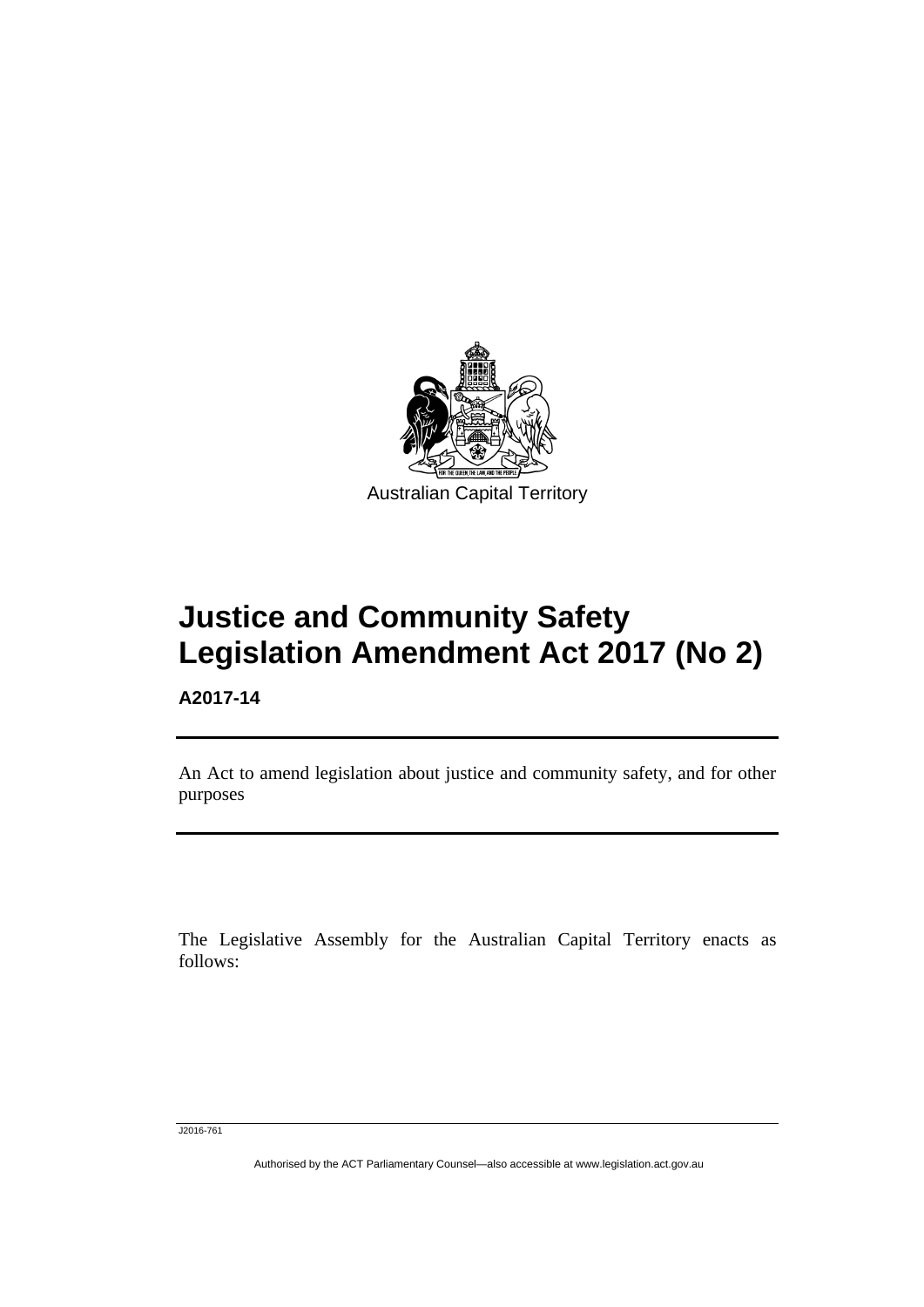Australian Capital Territory

# Justice and Community Safety Legislation Amendment Act 2017 (No 2)

**A2017-14**

An Act to amend legislation about justice and community safety, and for other purposes

The Legislative Assembly for the Australian Capital Territory enacts as follows:

J2016-761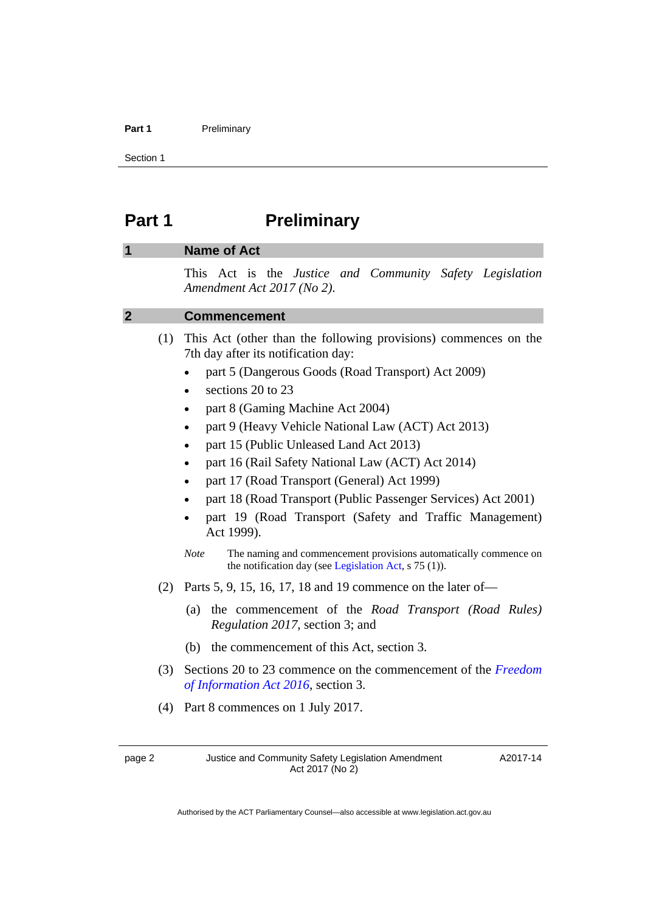# Part 1 Preliminary

## 1 Name of Act

This Act is the *Justice and Community Safety Legislation Amendment Act 2017 (No 2)*.

## 2 Commencement

(1) This Act (other than the following provisions) commences on the 7th day after its notification day:

- part 5 (Dangerous Goods (Road Transport) Act 2009)
- sections 20 to 23
- part 8 (Gaming Machine Act 2004)
- part 9 (Heavy Vehicle National Law (ACT) Act 2013)
- part 15 (Public Unleased Land Act 2013)
- part 16 (Rail Safety National Law (ACT) Act 2014)
- part 17 (Road Transport (General) Act 1999)
- part 18 (Road Transport (Public Passenger Services) Act 2001)
- part 19 (Road Transport (Safety and Traffic Management) Act 1999).

*Note* The naming and commencement provisions automatically commence on the notification day (see Legislation Act, s 75 (1)).

(2) Parts 5, 9, 15, 16, 17, 18 and 19 commence on the later of—

(a) the commencement of the *Road Transport (Road Rules) Regulation 2017*, section 3; and

(b) the commencement of this Act, section 3.

(3) Sections 20 to 23 commence on the commencement of the *Freedom of Information Act 2016*, section 3.

(4) Part 8 commences on 1 July 2017.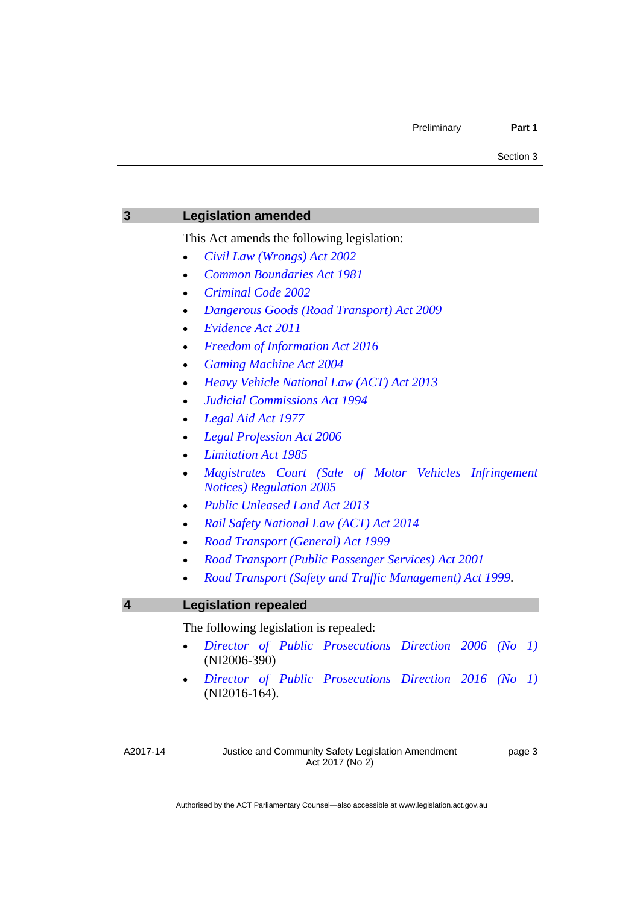## 3 Legislation amended

This Act amends the following legislation:

- *Civil Law (Wrongs) Act 2002*
- *Common Boundaries Act 1981*
- *Criminal Code 2002*
- *Dangerous Goods (Road Transport) Act 2009*
- *Evidence Act 2011*
- *Freedom of Information Act 2016*
- *Gaming Machine Act 2004*
- *Heavy Vehicle National Law (ACT) Act 2013*
- *Judicial Commissions Act 1994*
- *Legal Aid Act 1977*
- *Legal Profession Act 2006*
- *Limitation Act 1985*
- *Magistrates Court (Sale of Motor Vehicles Infringement Notices) Regulation 2005*
- *Public Unleased Land Act 2013*
- *Rail Safety National Law (ACT) Act 2014*
- *Road Transport (General) Act 1999*
- *Road Transport (Public Passenger Services) Act 2001*
- *Road Transport (Safety and Traffic Management) Act 1999*.

## 4 Legislation repealed

The following legislation is repealed:

- *Director of Public Prosecutions Direction 2006 (No 1)* (NI2006-390)
- *Director of Public Prosecutions Direction 2016 (No 1)* (NI2016-164).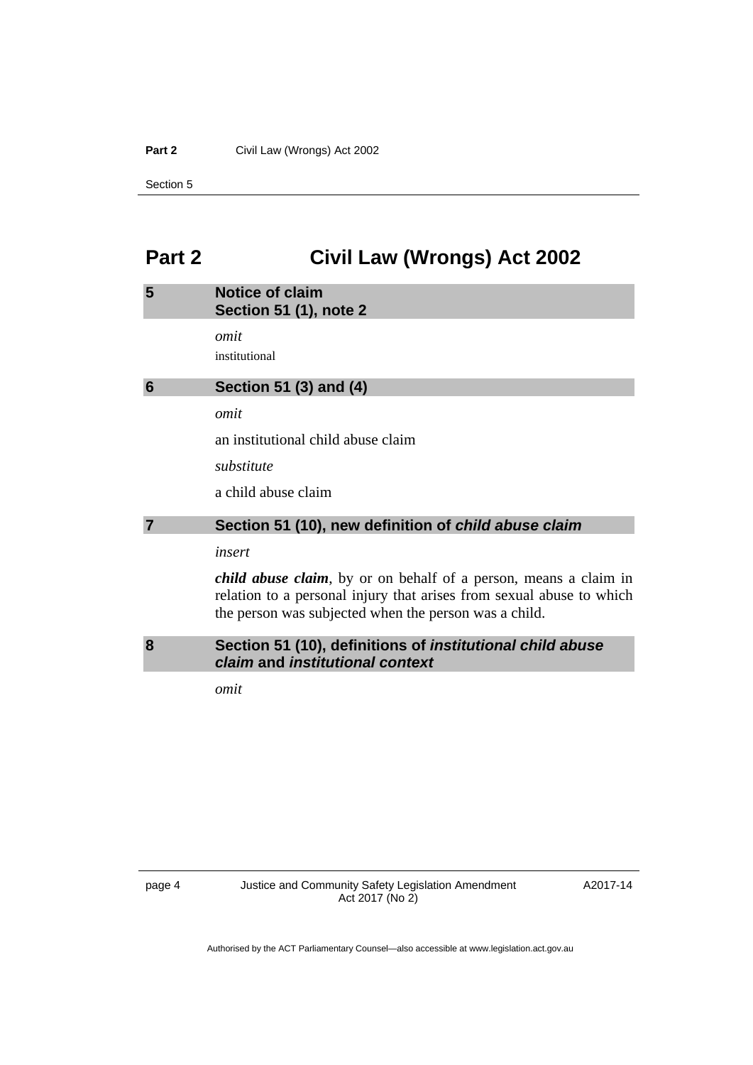# Part 2 Civil Law (Wrongs) Act 2002

### 5 Notice of claim Section 51 (1), note 2

*omit*

institutional

### 6 Section 51 (3) and (4)

*omit*

an institutional child abuse claim

*substitute*

a child abuse claim

### 7 Section 51 (10), new definition of *child abuse claim*

*insert*

***child abuse claim***, by or on behalf of a person, means a claim in relation to a personal injury that arises from sexual abuse to which the person was subjected when the person was a child.

### 8 Section 51 (10), definitions of *institutional child abuse claim* and *institutional context*

*omit*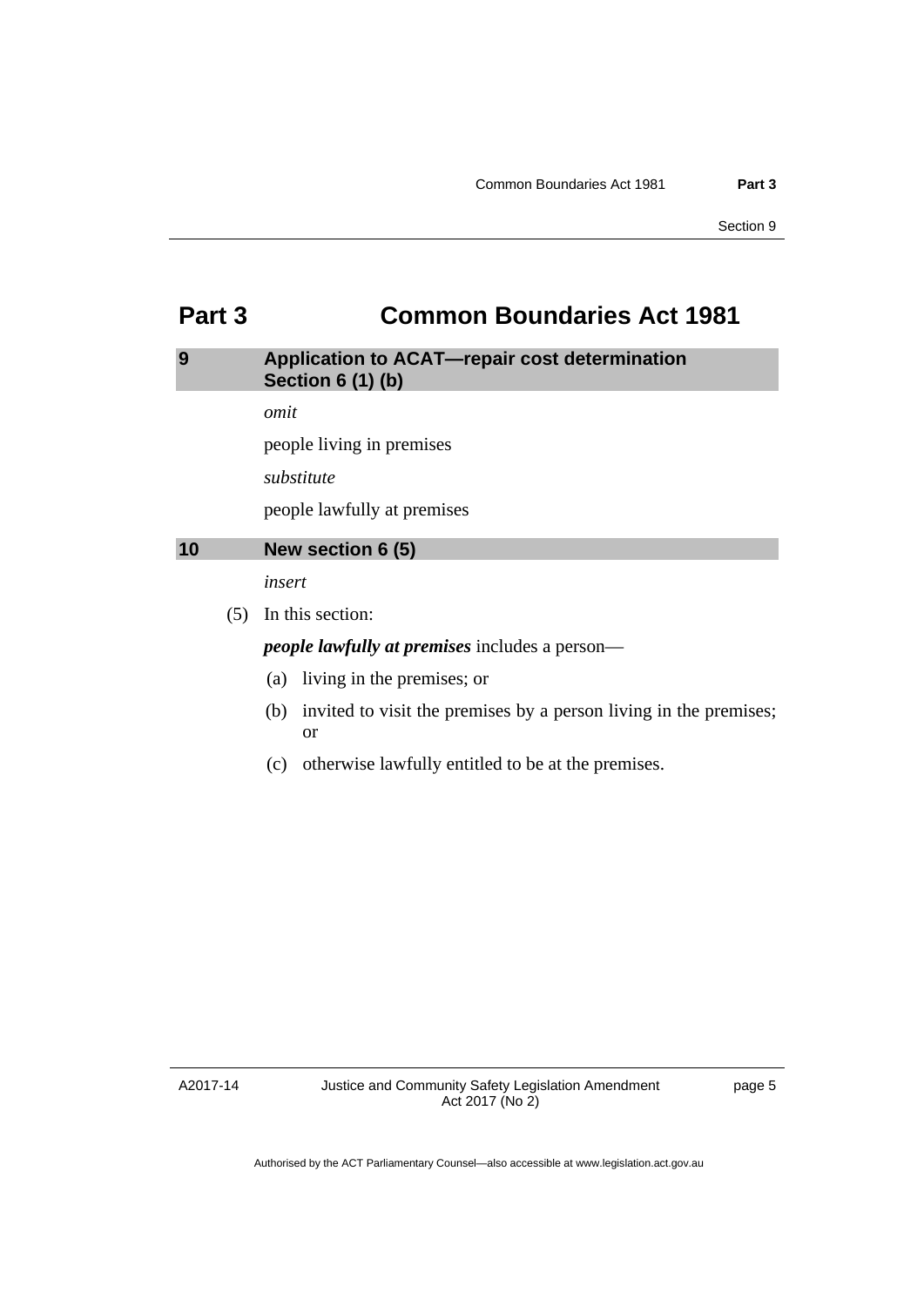# Part 3 Common Boundaries Act 1981

## 9 Application to ACAT—repair cost determination Section 6 (1) (b)

*omit*

people living in premises

*substitute*

people lawfully at premises

## 10 New section 6 (5)

*insert*

(5) In this section:

***people lawfully at premises*** includes a person—

(a) living in the premises; or

(b) invited to visit the premises by a person living in the premises; or

(c) otherwise lawfully entitled to be at the premises.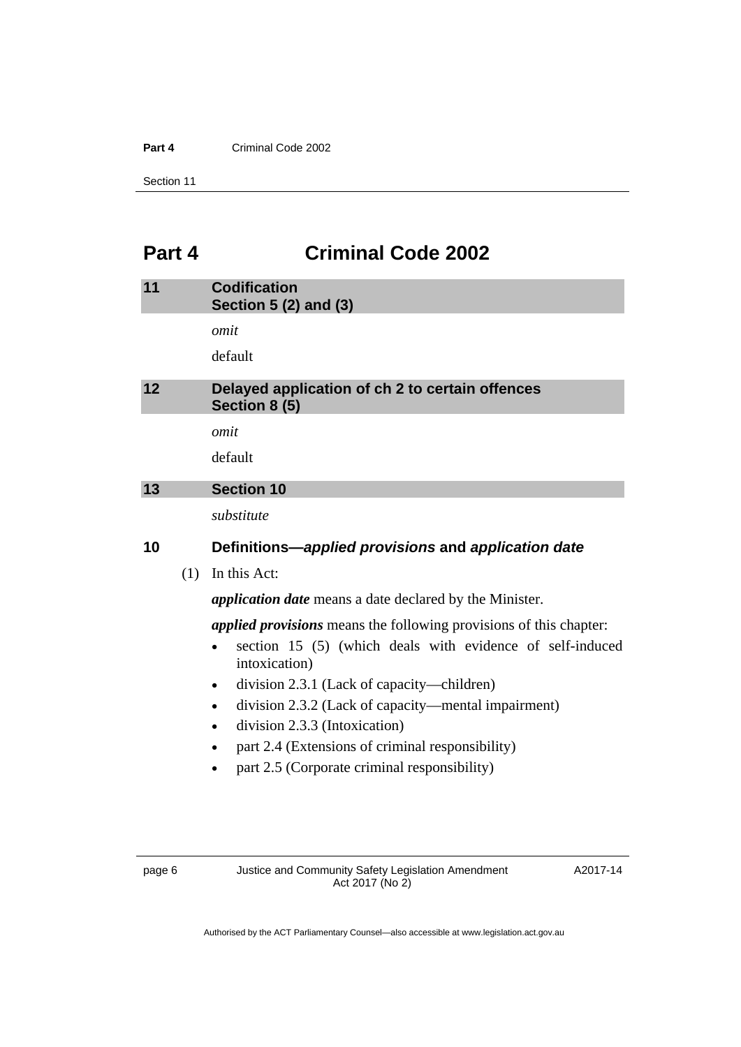# Part 4 Criminal Code 2002

## 11 Codification Section 5 (2) and (3)

*omit*

default

## 12 Delayed application of ch 2 to certain offences Section 8 (5)

*omit*

default

## 13 Section 10

*substitute*

### 10 Definitions—*applied provisions* and *application date*

(1) In this Act:

***application date*** means a date declared by the Minister.

***applied provisions*** means the following provisions of this chapter:

- section 15 (5) (which deals with evidence of self-induced intoxication)
- division 2.3.1 (Lack of capacity—children)
- division 2.3.2 (Lack of capacity—mental impairment)
- division 2.3.3 (Intoxication)
- part 2.4 (Extensions of criminal responsibility)
- part 2.5 (Corporate criminal responsibility)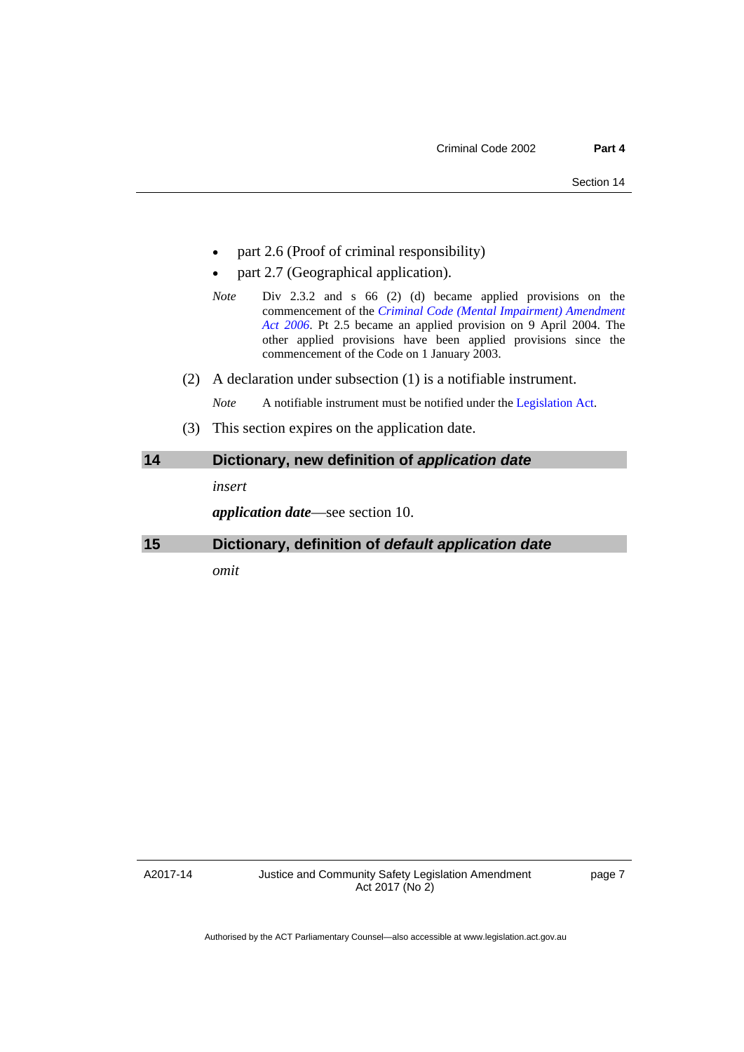- part 2.6 (Proof of criminal responsibility)
- part 2.7 (Geographical application).

*Note* Div 2.3.2 and s 66 (2) (d) became applied provisions on the commencement of the *Criminal Code (Mental Impairment) Amendment Act 2006*. Pt 2.5 became an applied provision on 9 April 2004. The other applied provisions have been applied provisions since the commencement of the Code on 1 January 2003.

(2) A declaration under subsection (1) is a notifiable instrument.

*Note* A notifiable instrument must be notified under the Legislation Act.

(3) This section expires on the application date.

## 14 Dictionary, new definition of *application date*

*insert*

***application date***—see section 10.

## 15 Dictionary, definition of *default application date*

*omit*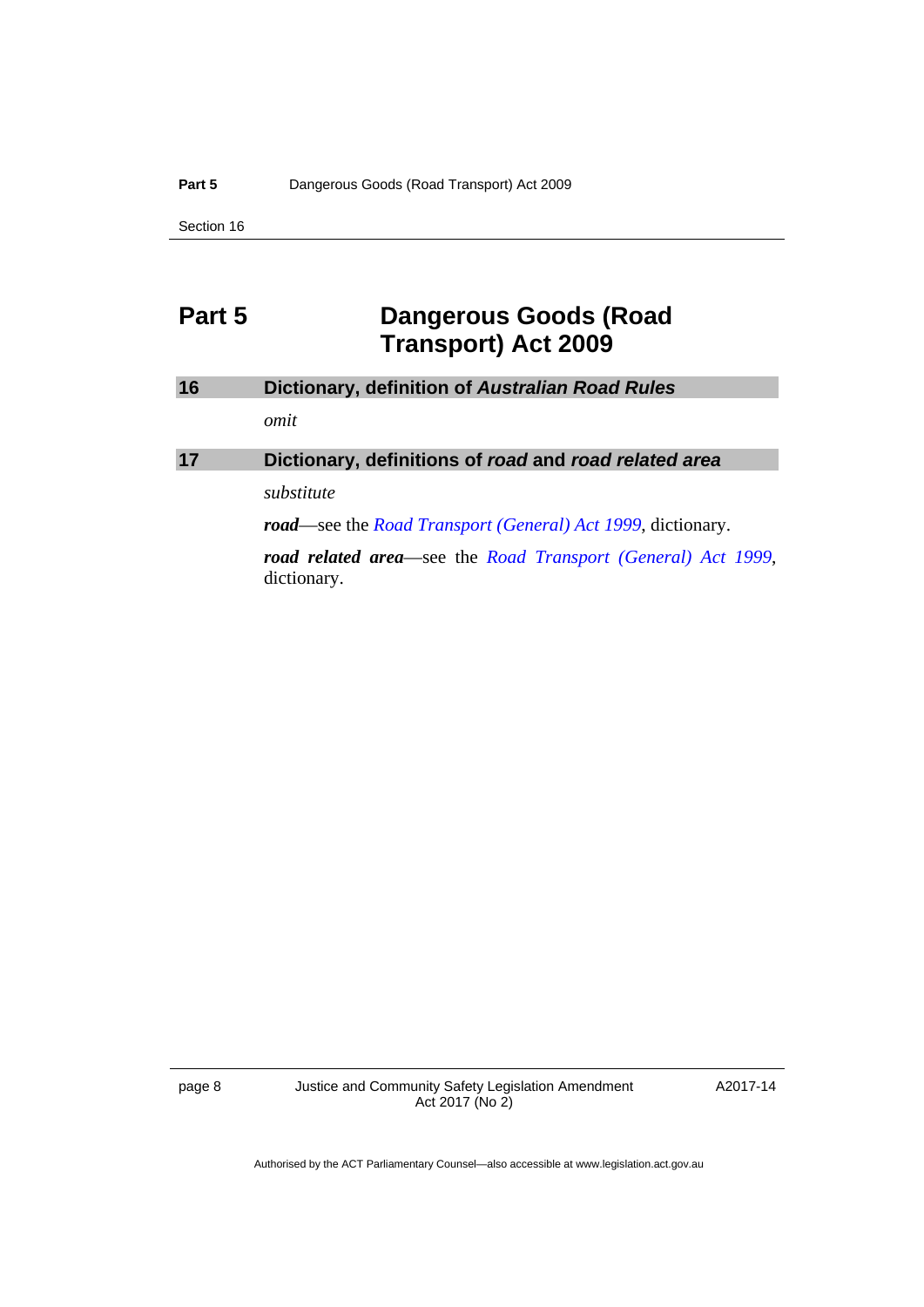# Part 5 Dangerous Goods (Road Transport) Act 2009

## 16 Dictionary, definition of *Australian Road Rules*

*omit*

## 17 Dictionary, definitions of *road* and *road related area*

*substitute*

***road***—see the *Road Transport (General) Act 1999*, dictionary.

***road related area***—see the *Road Transport (General) Act 1999*, dictionary.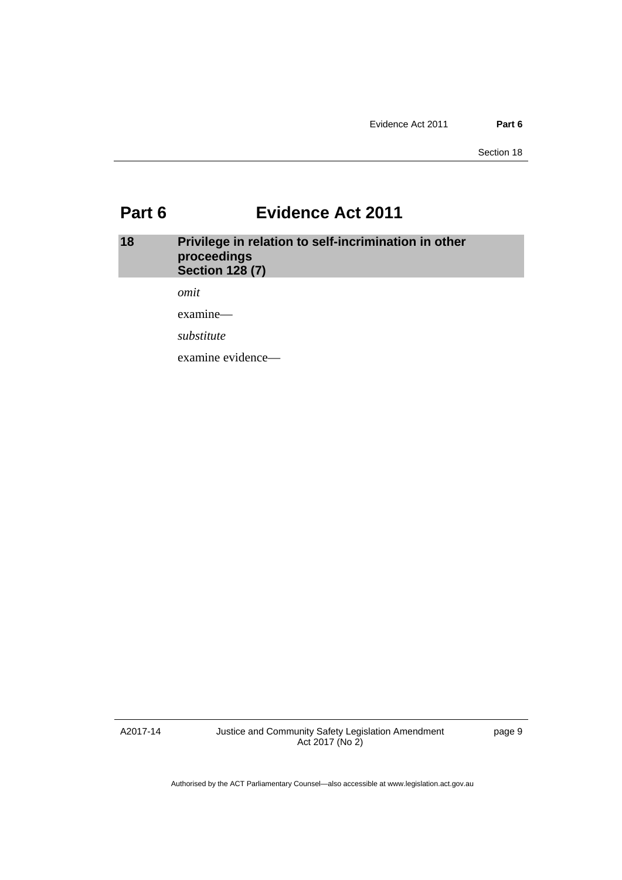# Part 6 Evidence Act 2011

## 18 Privilege in relation to self-incrimination in other proceedings Section 128 (7)

*omit*

examine—

*substitute*

examine evidence—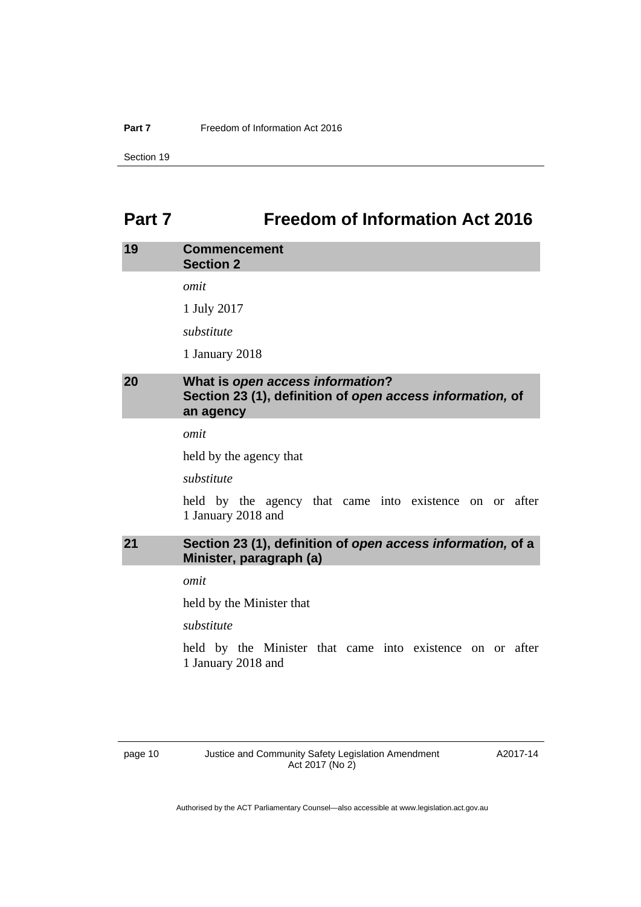# Part 7 Freedom of Information Act 2016

## 19 Commencement
**Section 2**

*omit*

1 July 2017

*substitute*

1 January 2018

## 20 What is *open access information*?
**Section 23 (1), definition of *open access information,* of an agency**

*omit*

held by the agency that

*substitute*

held by the agency that came into existence on or after 1 January 2018 and

## 21 Section 23 (1), definition of *open access information,* of a Minister, paragraph (a)

*omit*

held by the Minister that

*substitute*

held by the Minister that came into existence on or after 1 January 2018 and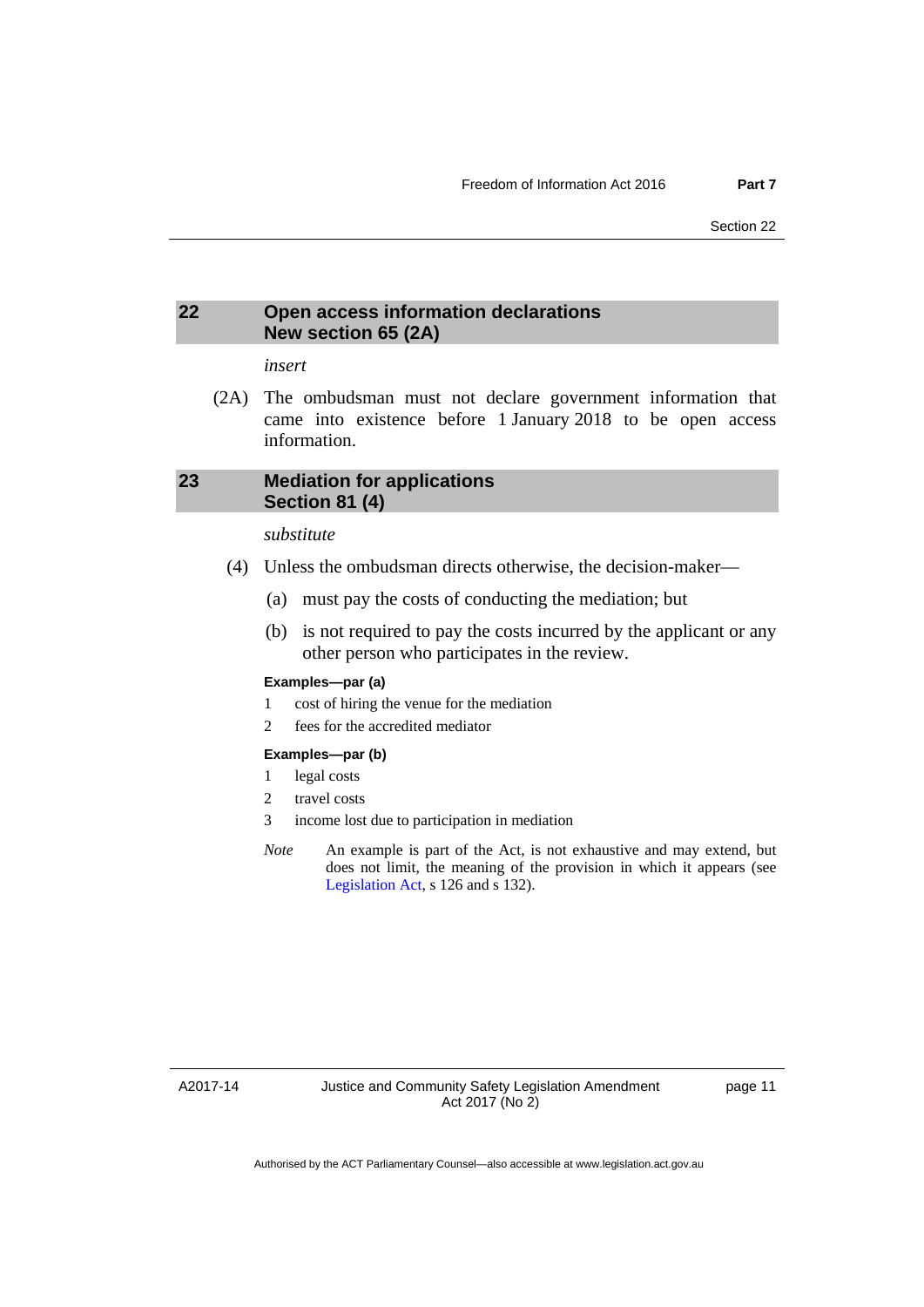## 22 Open access information declarations New section 65 (2A)

*insert*

(2A) The ombudsman must not declare government information that came into existence before 1 January 2018 to be open access information.

## 23 Mediation for applications Section 81 (4)

*substitute*

(4) Unless the ombudsman directs otherwise, the decision-maker—

(a) must pay the costs of conducting the mediation; but

(b) is not required to pay the costs incurred by the applicant or any other person who participates in the review.

**Examples—par (a)**

1 cost of hiring the venue for the mediation

2 fees for the accredited mediator

**Examples—par (b)**

1 legal costs

2 travel costs

3 income lost due to participation in mediation

*Note* An example is part of the Act, is not exhaustive and may extend, but does not limit, the meaning of the provision in which it appears (see Legislation Act, s 126 and s 132).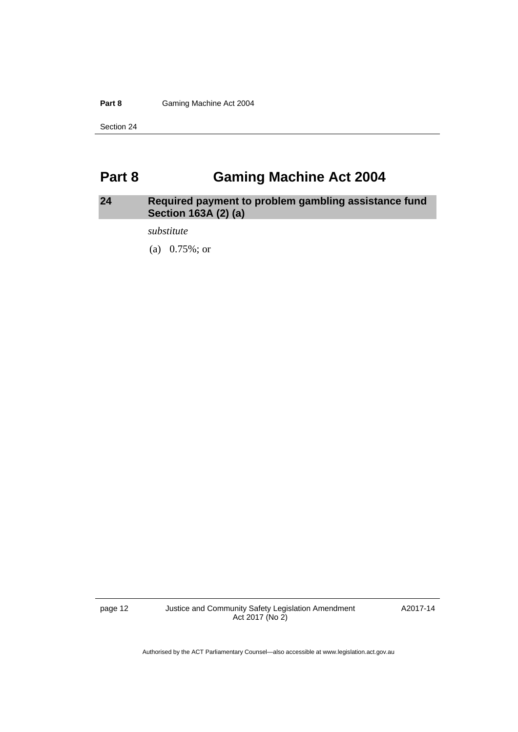# Part 8 Gaming Machine Act 2004

## 24 Required payment to problem gambling assistance fund Section 163A (2) (a)

*substitute*

(a) 0.75%; or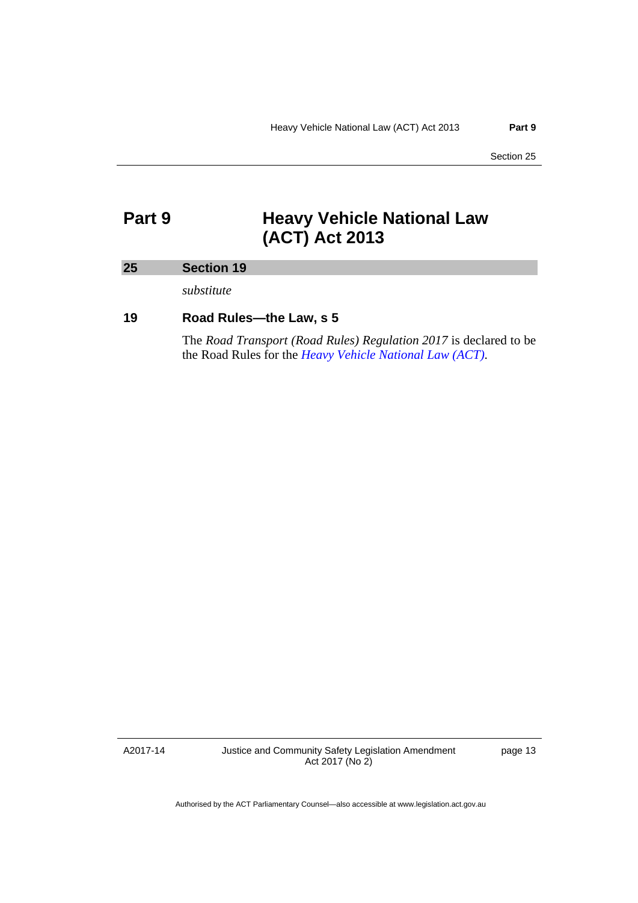# Part 9 Heavy Vehicle National Law (ACT) Act 2013

## 25 Section 19

*substitute*

### 19 Road Rules—the Law, s 5

The *Road Transport (Road Rules) Regulation 2017* is declared to be the Road Rules for the *Heavy Vehicle National Law (ACT)*.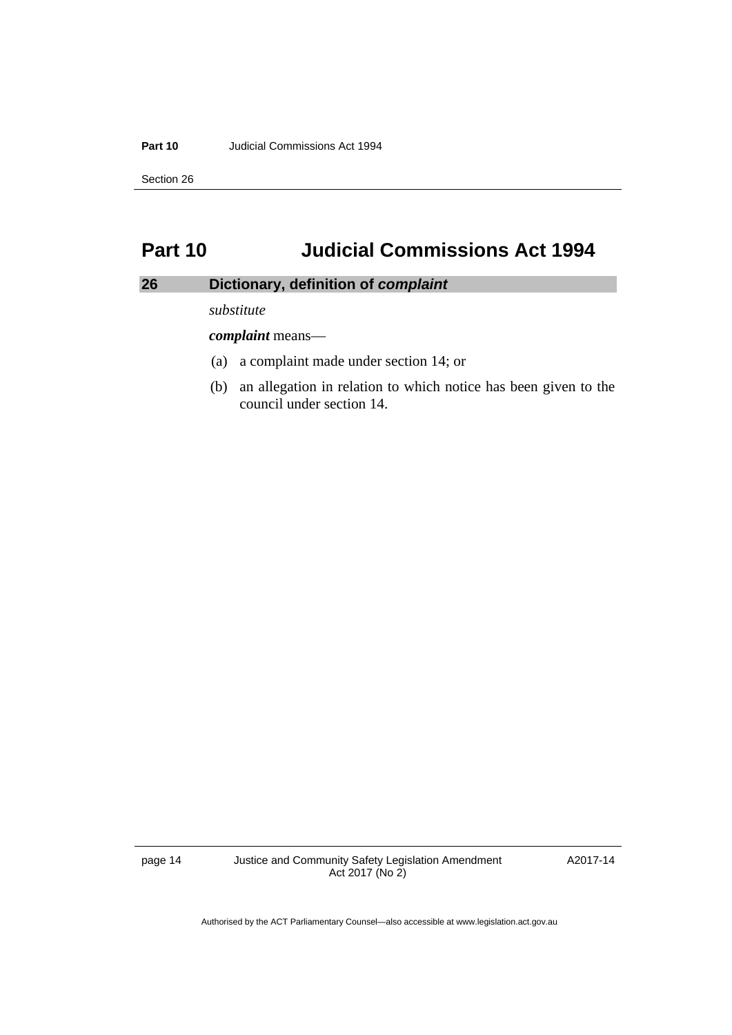## Part 10 Judicial Commissions Act 1994

### 26 Dictionary, definition of *complaint*

*substitute*

***complaint*** means—

(a) a complaint made under section 14; or

(b) an allegation in relation to which notice has been given to the council under section 14.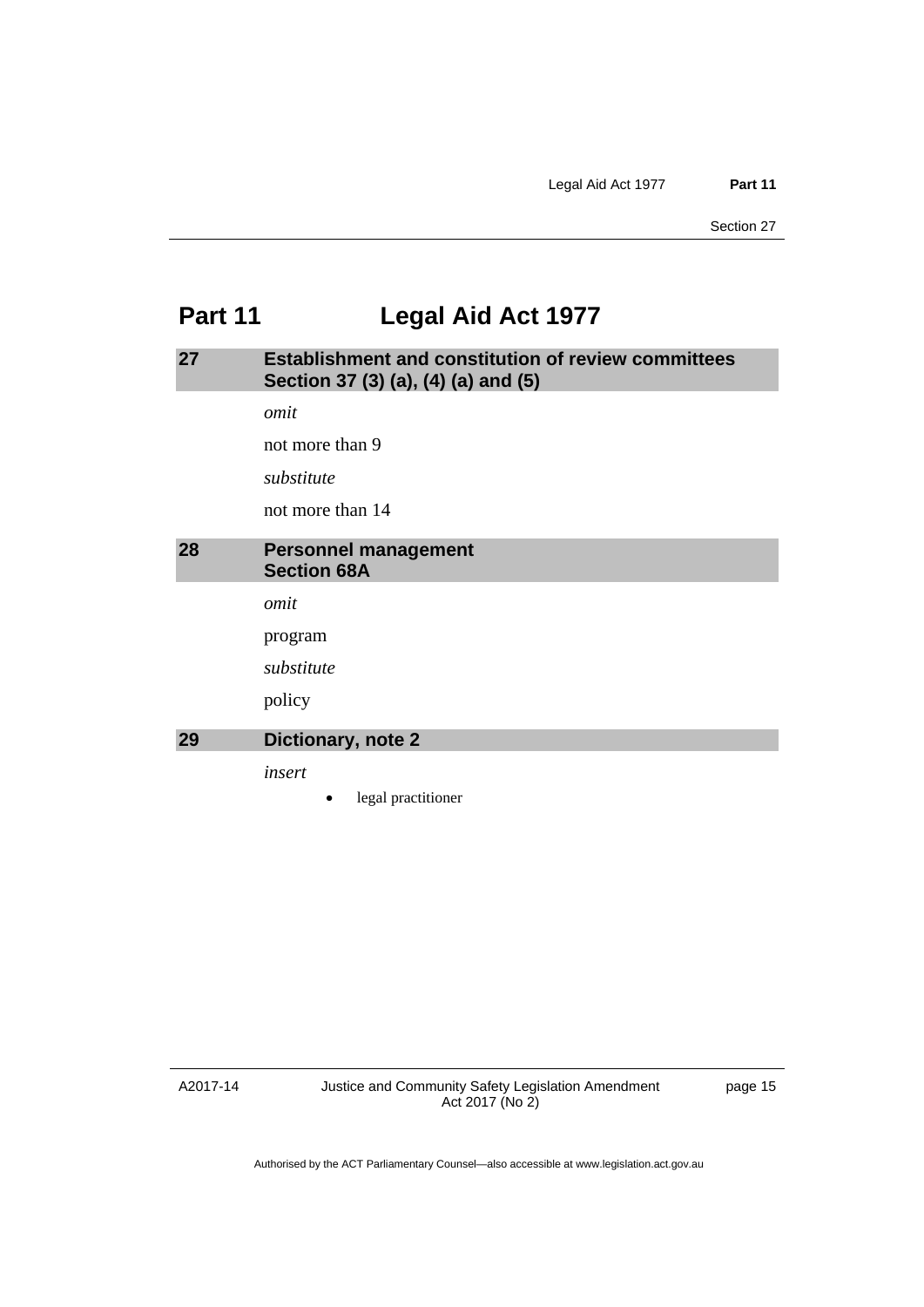# Part 11 Legal Aid Act 1977

## 27 Establishment and constitution of review committees Section 37 (3) (a), (4) (a) and (5)

*omit*

not more than 9

*substitute*

not more than 14

## 28 Personnel management Section 68A

*omit*

program

*substitute*

policy

## 29 Dictionary, note 2

*insert*

- legal practitioner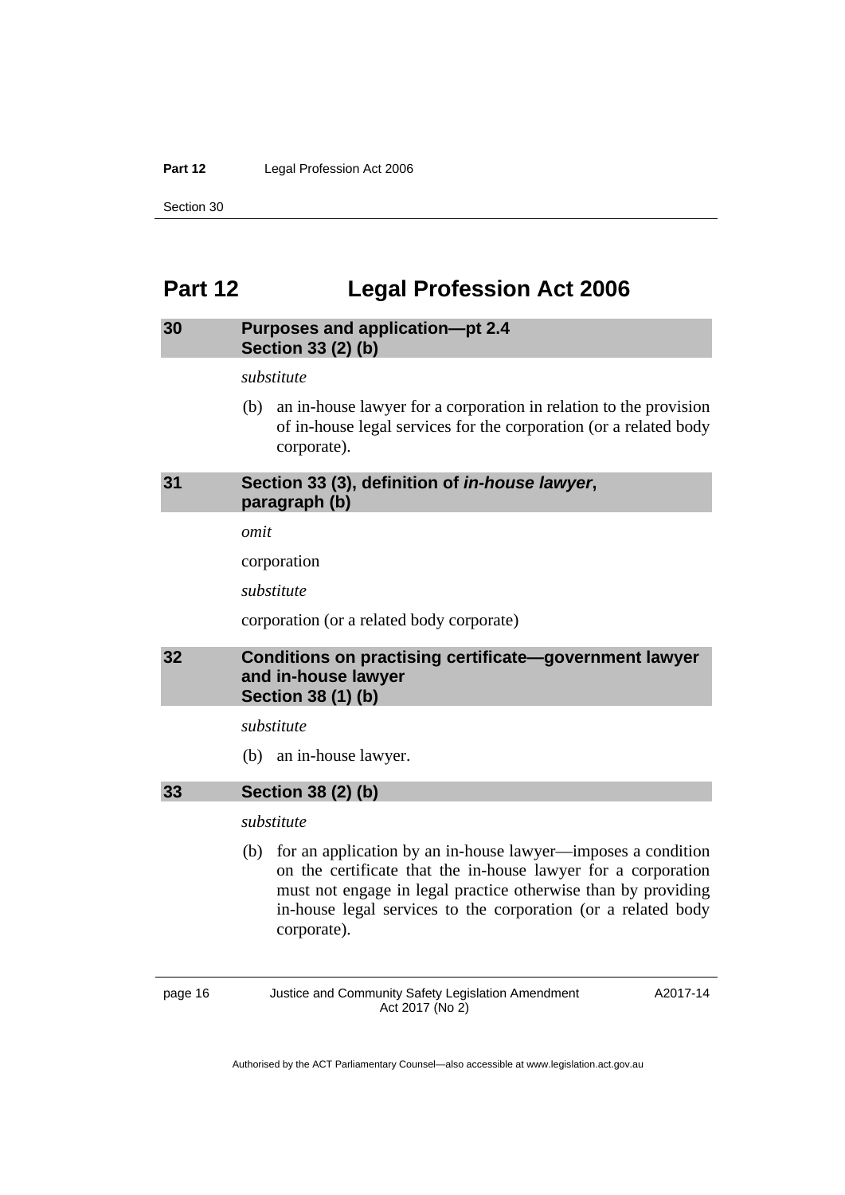# Part 12 Legal Profession Act 2006

## 30 Purposes and application—pt 2.4 Section 33 (2) (b)

*substitute*

(b) an in-house lawyer for a corporation in relation to the provision of in-house legal services for the corporation (or a related body corporate).

## 31 Section 33 (3), definition of ***in-house lawyer***, paragraph (b)

*omit*

corporation

*substitute*

corporation (or a related body corporate)

## 32 Conditions on practising certificate—government lawyer and in-house lawyer Section 38 (1) (b)

*substitute*

(b) an in-house lawyer.

## 33 Section 38 (2) (b)

*substitute*

(b) for an application by an in-house lawyer—imposes a condition on the certificate that the in-house lawyer for a corporation must not engage in legal practice otherwise than by providing in-house legal services to the corporation (or a related body corporate).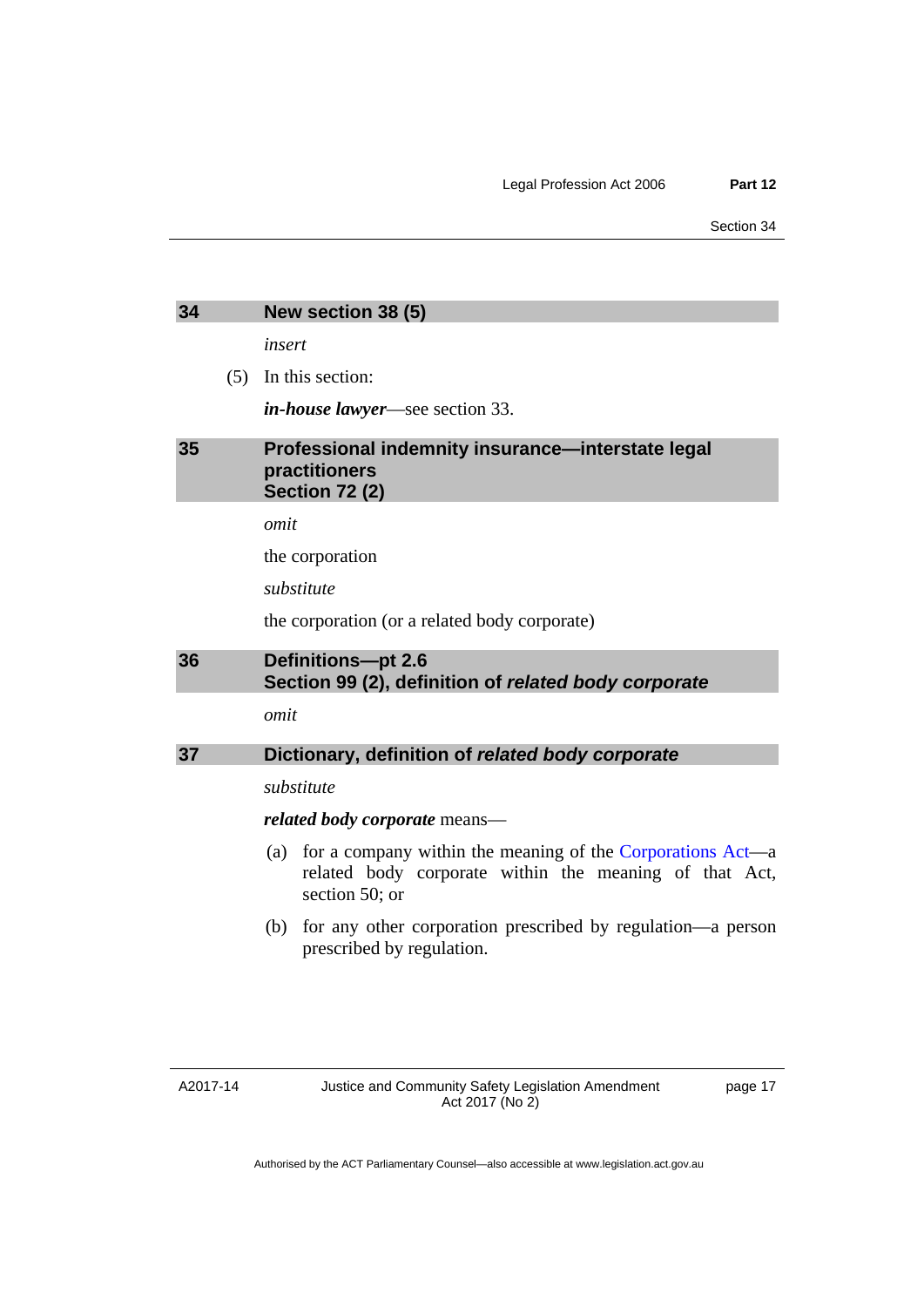### 34 New section 38 (5)

*insert*

(5) In this section:

***in-house lawyer***—see section 33.

### 35 Professional indemnity insurance—interstate legal practitioners Section 72 (2)

*omit*

the corporation

*substitute*

the corporation (or a related body corporate)

### 36 Definitions—pt 2.6 Section 99 (2), definition of *related body corporate*

*omit*

### 37 Dictionary, definition of *related body corporate*

*substitute*

***related body corporate*** means—

(a) for a company within the meaning of the Corporations Act—a related body corporate within the meaning of that Act, section 50; or

(b) for any other corporation prescribed by regulation—a person prescribed by regulation.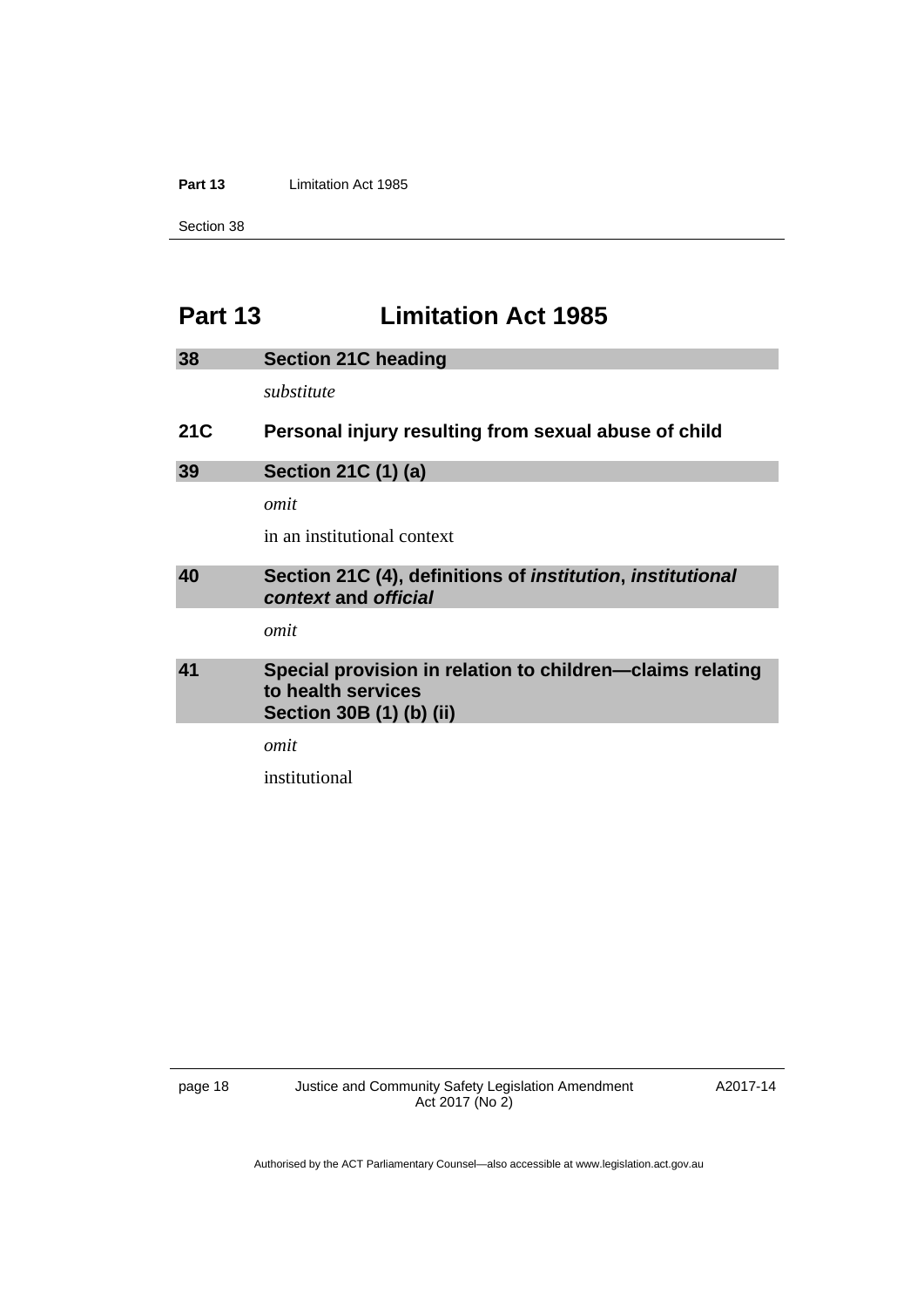# Part 13 Limitation Act 1985

## 38 Section 21C heading

*substitute*

### 21C Personal injury resulting from sexual abuse of child

## 39 Section 21C (1) (a)

*omit*

in an institutional context

## 40 Section 21C (4), definitions of *institution*, *institutional context* and *official*

*omit*

## 41 Special provision in relation to children—claims relating to health services Section 30B (1) (b) (ii)

*omit*

institutional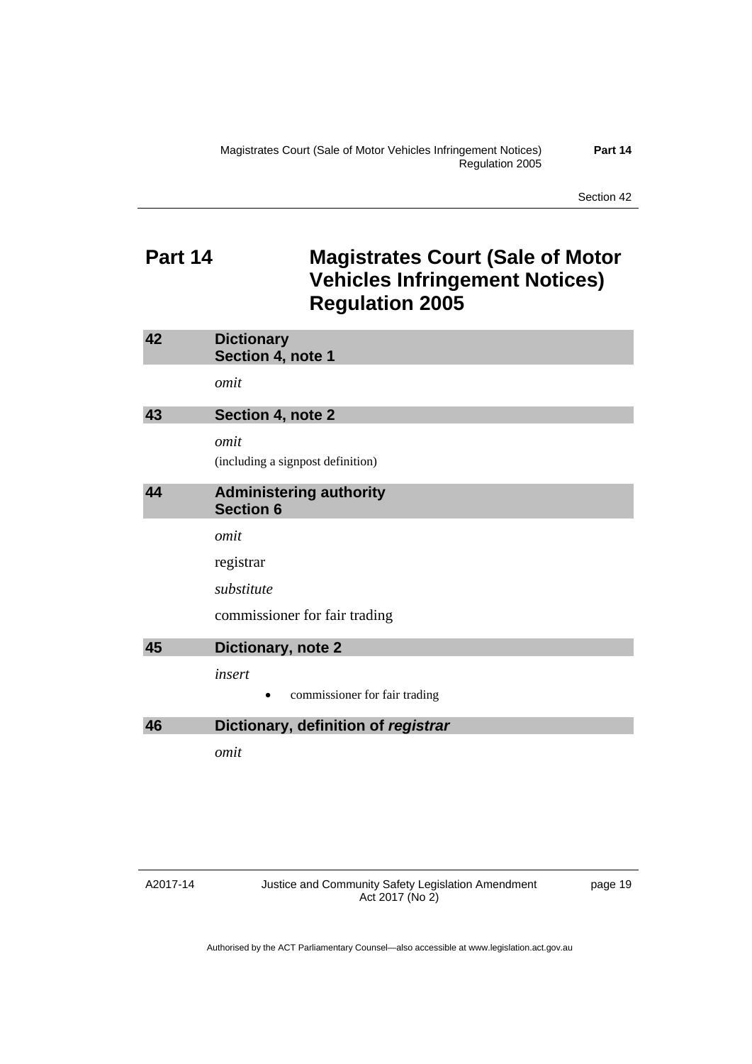# Part 14 Magistrates Court (Sale of Motor Vehicles Infringement Notices) Regulation 2005

## 42 Dictionary Section 4, note 1

*omit*

## 43 Section 4, note 2

*omit*

(including a signpost definition)

## 44 Administering authority Section 6

*omit*

registrar

*substitute*

commissioner for fair trading

## 45 Dictionary, note 2

*insert*

- commissioner for fair trading

## 46 Dictionary, definition of *registrar*

*omit*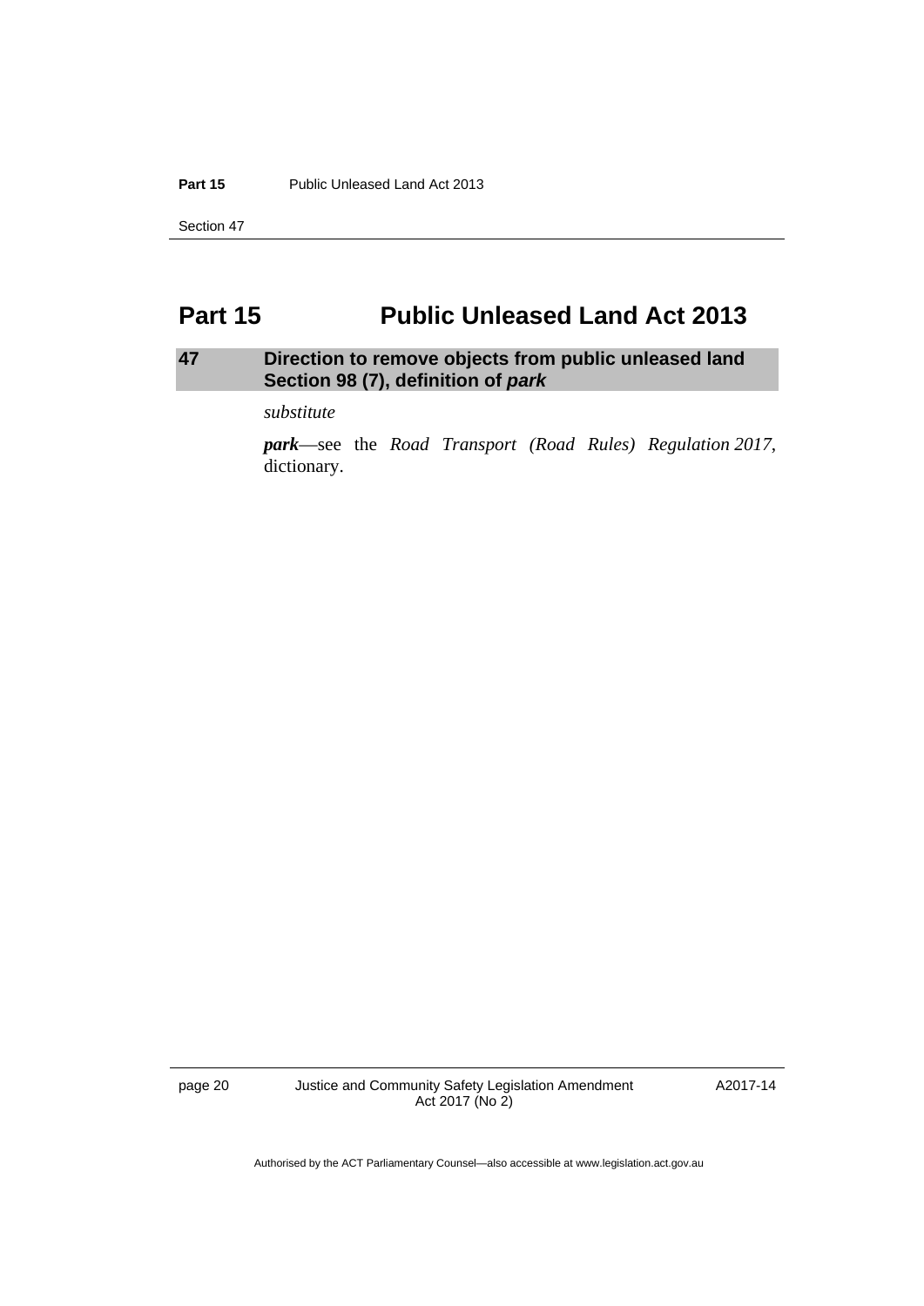# Part 15 Public Unleased Land Act 2013

## 47 Direction to remove objects from public unleased land Section 98 (7), definition of *park*

*substitute*

***park***—see the *Road Transport (Road Rules) Regulation 2017*, dictionary.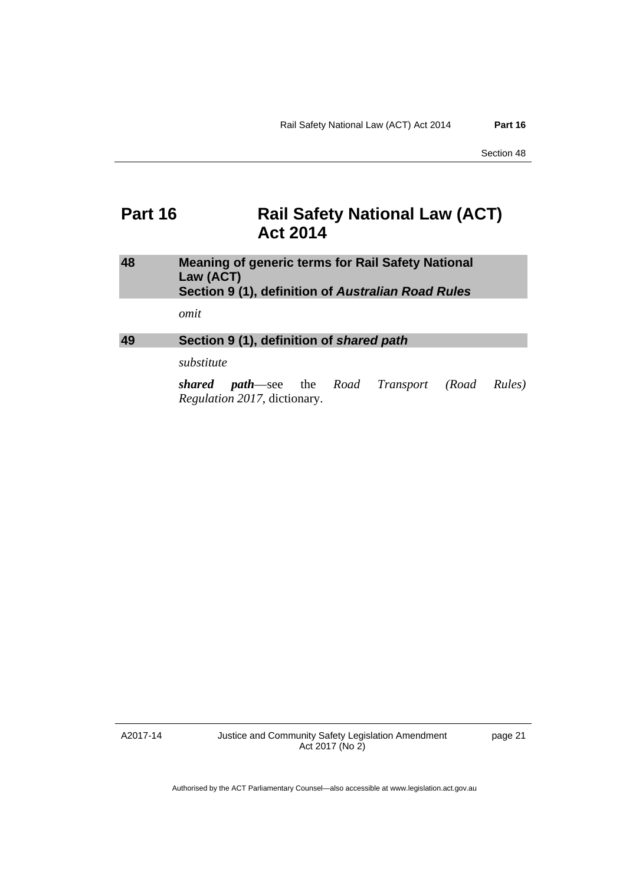# Part 16 Rail Safety National Law (ACT) Act 2014

## 48 Meaning of generic terms for Rail Safety National Law (ACT) Section 9 (1), definition of *Australian Road Rules*

*omit*

## 49 Section 9 (1), definition of *shared path*

*substitute*

***shared path***—see the *Road Transport (Road Rules) Regulation 2017*, dictionary.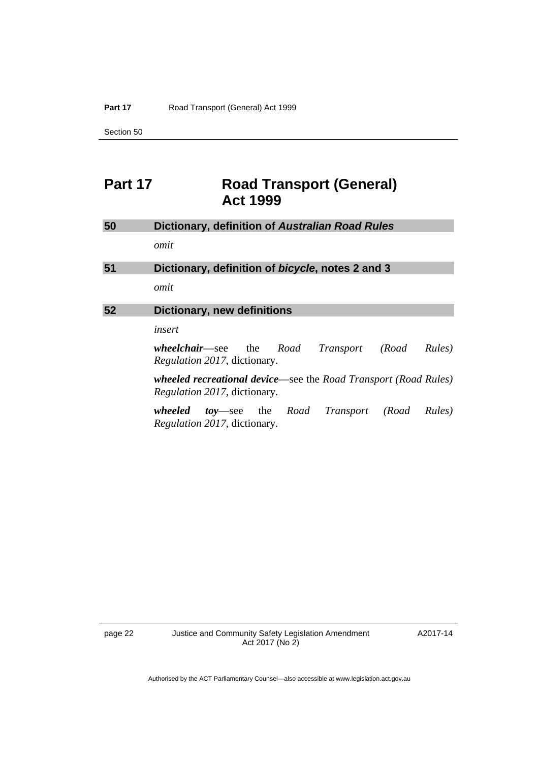# Part 17 Road Transport (General) Act 1999

### 50 Dictionary, definition of *Australian Road Rules*

*omit*

### 51 Dictionary, definition of *bicycle*, notes 2 and 3

*omit*

### 52 Dictionary, new definitions

*insert*

***wheelchair***—see the *Road Transport (Road Rules) Regulation 2017*, dictionary.

***wheeled recreational device***—see the *Road Transport (Road Rules) Regulation 2017*, dictionary.

***wheeled toy***—see the *Road Transport (Road Rules) Regulation 2017*, dictionary.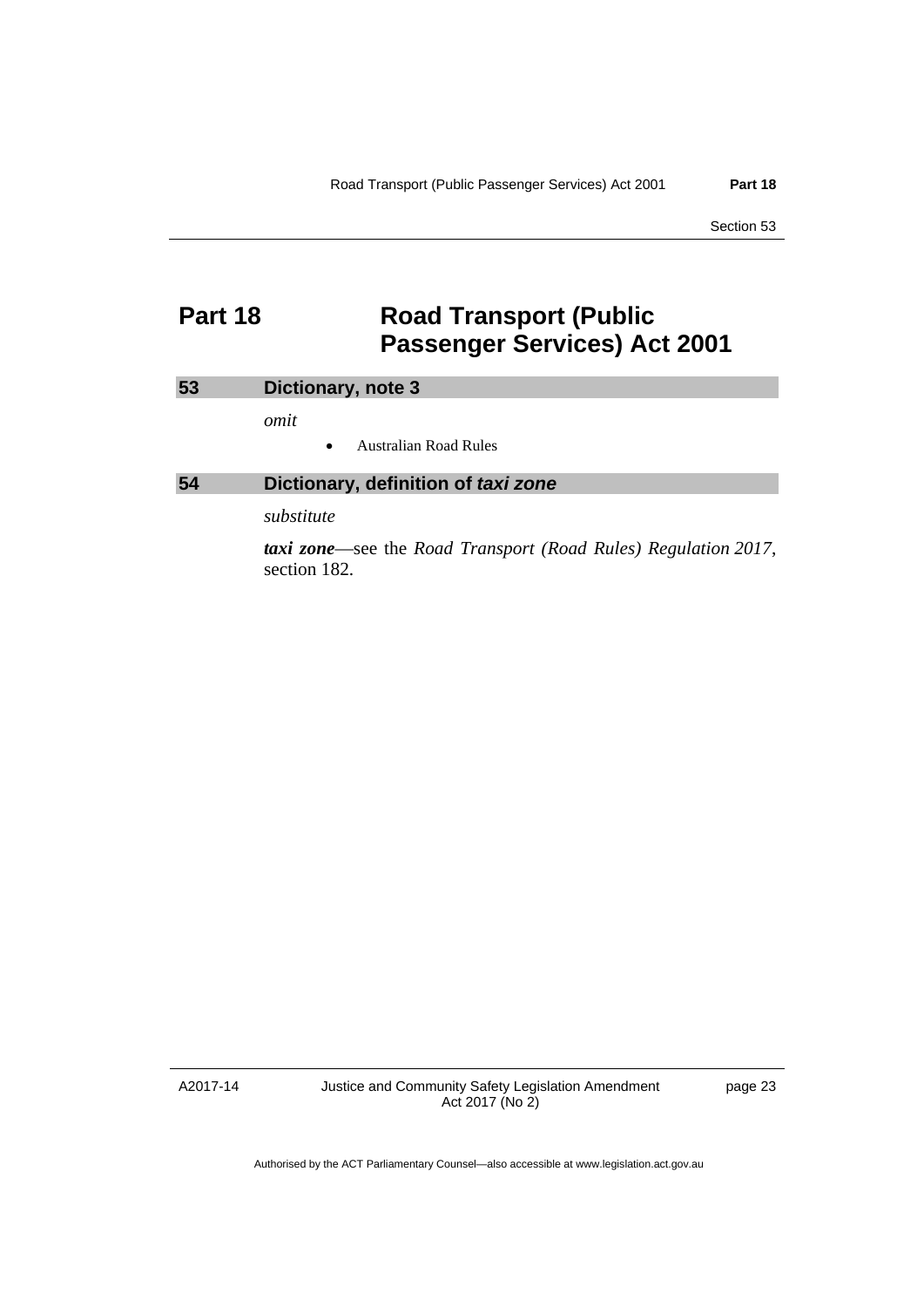# Part 18 Road Transport (Public Passenger Services) Act 2001

## 53 Dictionary, note 3

*omit*

- Australian Road Rules

## 54 Dictionary, definition of *taxi zone*

*substitute*

***taxi zone***—see the *Road Transport (Road Rules) Regulation 2017*, section 182.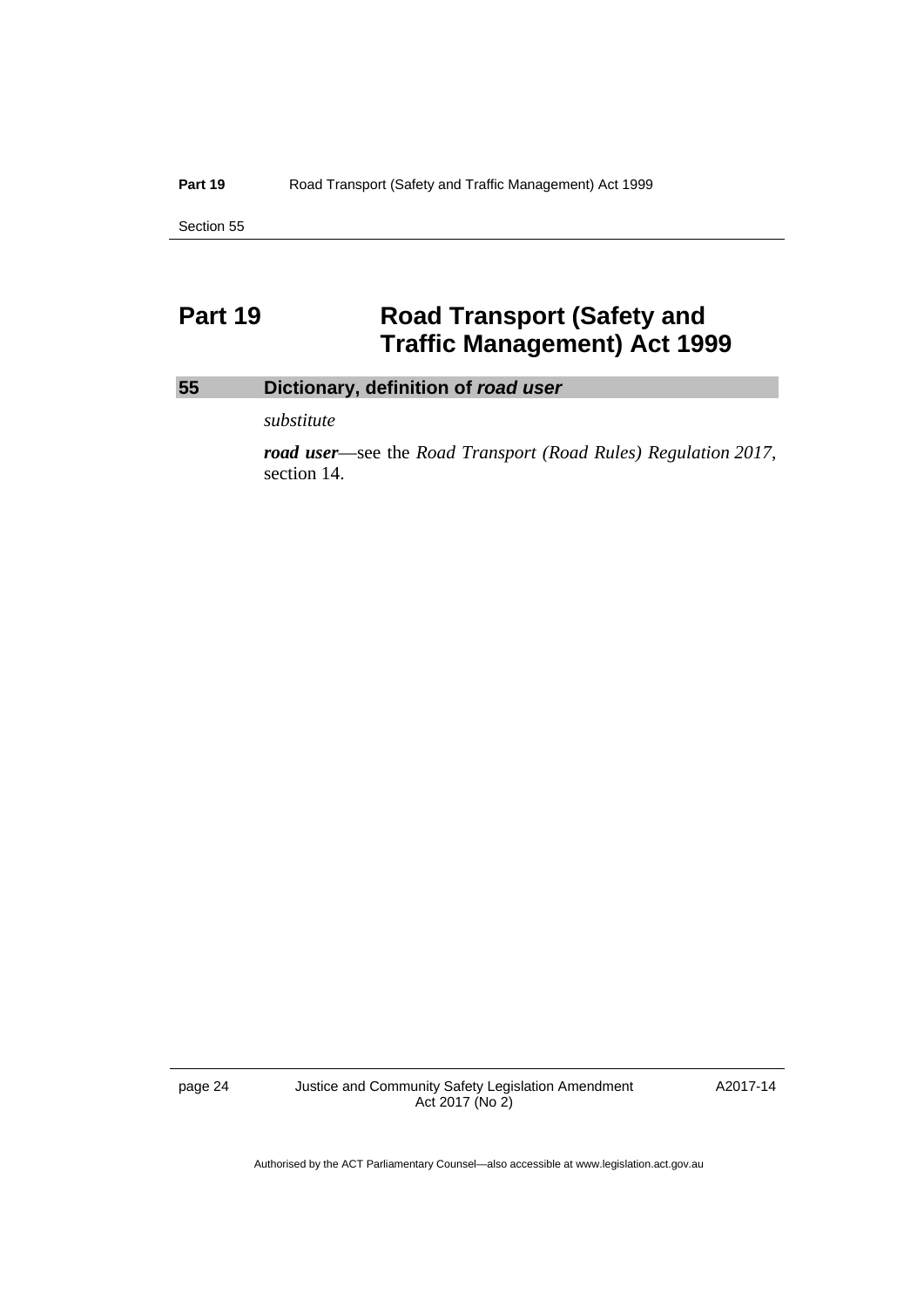# Part 19 Road Transport (Safety and Traffic Management) Act 1999

## 55 Dictionary, definition of *road user*

*substitute*

***road user***—see the *Road Transport (Road Rules) Regulation 2017*, section 14.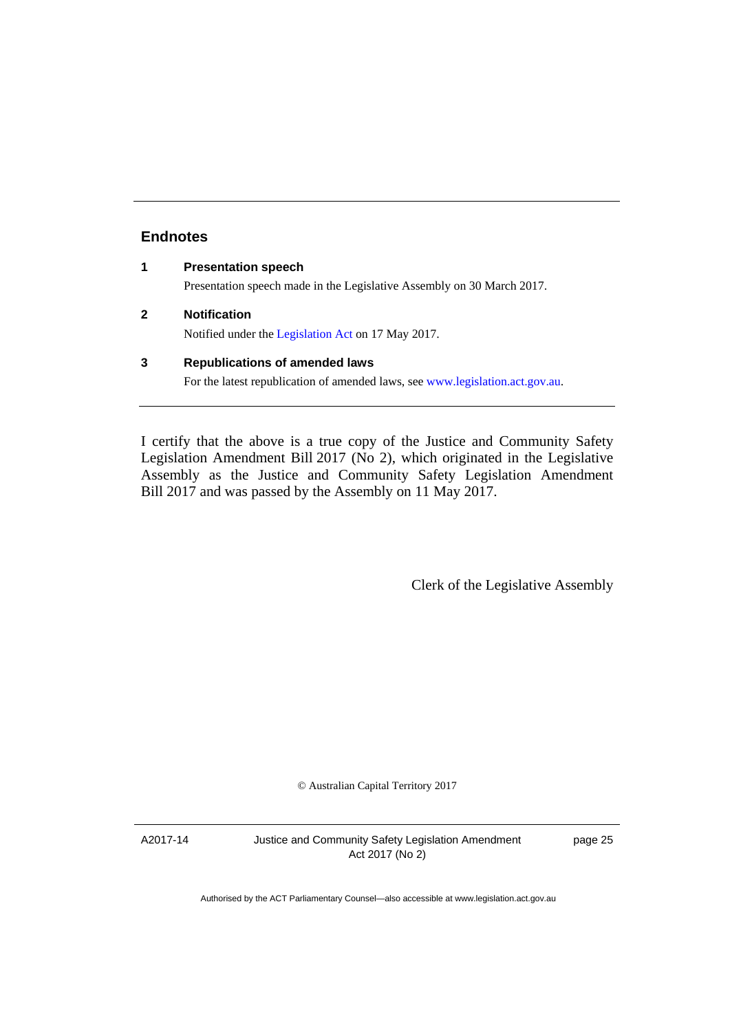## Endnotes

**1 Presentation speech**

Presentation speech made in the Legislative Assembly on 30 March 2017.

**2 Notification**

Notified under the Legislation Act on 17 May 2017.

**3 Republications of amended laws**

For the latest republication of amended laws, see www.legislation.act.gov.au.

---

I certify that the above is a true copy of the Justice and Community Safety Legislation Amendment Bill 2017 (No 2), which originated in the Legislative Assembly as the Justice and Community Safety Legislation Amendment Bill 2017 and was passed by the Assembly on 11 May 2017.

Clerk of the Legislative Assembly

© Australian Capital Territory 2017